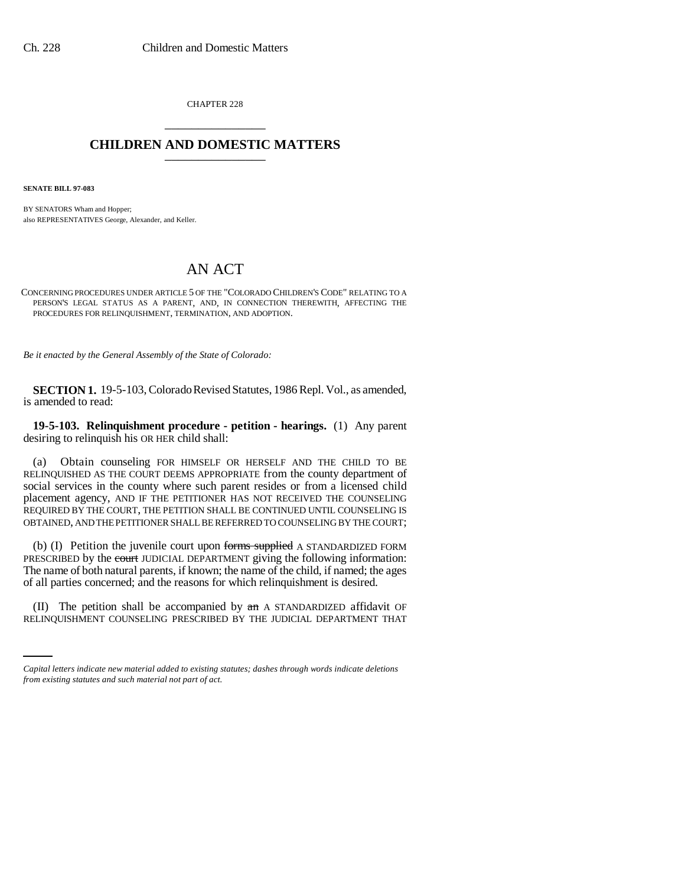CHAPTER 228

# CHILDREN AND DOMESTIC MATTERS

**SENATE BILL 97-083**

BY SENATORS Wham and Hopper;
also REPRESENTATIVES George, Alexander, and Keller.

# AN ACT

CONCERNING PROCEDURES UNDER ARTICLE 5 OF THE "COLORADO CHILDREN'S CODE" RELATING TO A PERSON'S LEGAL STATUS AS A PARENT, AND, IN CONNECTION THEREWITH, AFFECTING THE PROCEDURES FOR RELINQUISHMENT, TERMINATION, AND ADOPTION.

*Be it enacted by the General Assembly of the State of Colorado:*

**SECTION 1.** 19-5-103, Colorado Revised Statutes, 1986 Repl. Vol., as amended, is amended to read:

**19-5-103. Relinquishment procedure - petition - hearings.** (1) Any parent desiring to relinquish his OR HER child shall:

(a) Obtain counseling FOR HIMSELF OR HERSELF AND THE CHILD TO BE RELINQUISHED AS THE COURT DEEMS APPROPRIATE from the county department of social services in the county where such parent resides or from a licensed child placement agency, AND IF THE PETITIONER HAS NOT RECEIVED THE COUNSELING REQUIRED BY THE COURT, THE PETITION SHALL BE CONTINUED UNTIL COUNSELING IS OBTAINED, AND THE PETITIONER SHALL BE REFERRED TO COUNSELING BY THE COURT;

(b) (I) Petition the juvenile court upon ~~forms supplied~~ A STANDARDIZED FORM PRESCRIBED by the ~~court~~ JUDICIAL DEPARTMENT giving the following information: The name of both natural parents, if known; the name of the child, if named; the ages of all parties concerned; and the reasons for which relinquishment is desired.

(II) The petition shall be accompanied by ~~an~~ A STANDARDIZED affidavit OF RELINQUISHMENT COUNSELING PRESCRIBED BY THE JUDICIAL DEPARTMENT THAT

*Capital letters indicate new material added to existing statutes; dashes through words indicate deletions from existing statutes and such material not part of act.*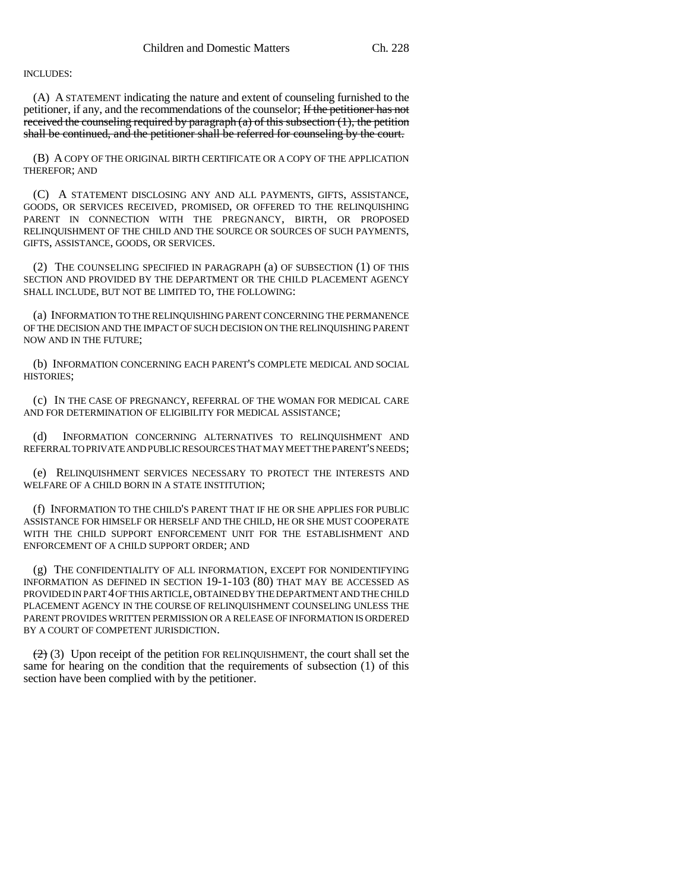INCLUDES:

(A) A STATEMENT indicating the nature and extent of counseling furnished to the petitioner, if any, and the recommendations of the counselor; ~~If the petitioner has not received the counseling required by paragraph (a) of this subsection (1), the petition shall be continued, and the petitioner shall be referred for counseling by the court.~~

(B) A COPY OF THE ORIGINAL BIRTH CERTIFICATE OR A COPY OF THE APPLICATION THEREFOR; AND

(C) A STATEMENT DISCLOSING ANY AND ALL PAYMENTS, GIFTS, ASSISTANCE, GOODS, OR SERVICES RECEIVED, PROMISED, OR OFFERED TO THE RELINQUISHING PARENT IN CONNECTION WITH THE PREGNANCY, BIRTH, OR PROPOSED RELINQUISHMENT OF THE CHILD AND THE SOURCE OR SOURCES OF SUCH PAYMENTS, GIFTS, ASSISTANCE, GOODS, OR SERVICES.

(2) THE COUNSELING SPECIFIED IN PARAGRAPH (a) OF SUBSECTION (1) OF THIS SECTION AND PROVIDED BY THE DEPARTMENT OR THE CHILD PLACEMENT AGENCY SHALL INCLUDE, BUT NOT BE LIMITED TO, THE FOLLOWING:

(a) INFORMATION TO THE RELINQUISHING PARENT CONCERNING THE PERMANENCE OF THE DECISION AND THE IMPACT OF SUCH DECISION ON THE RELINQUISHING PARENT NOW AND IN THE FUTURE;

(b) INFORMATION CONCERNING EACH PARENT'S COMPLETE MEDICAL AND SOCIAL HISTORIES;

(c) IN THE CASE OF PREGNANCY, REFERRAL OF THE WOMAN FOR MEDICAL CARE AND FOR DETERMINATION OF ELIGIBILITY FOR MEDICAL ASSISTANCE;

(d) INFORMATION CONCERNING ALTERNATIVES TO RELINQUISHMENT AND REFERRAL TO PRIVATE AND PUBLIC RESOURCES THAT MAY MEET THE PARENT'S NEEDS;

(e) RELINQUISHMENT SERVICES NECESSARY TO PROTECT THE INTERESTS AND WELFARE OF A CHILD BORN IN A STATE INSTITUTION;

(f) INFORMATION TO THE CHILD'S PARENT THAT IF HE OR SHE APPLIES FOR PUBLIC ASSISTANCE FOR HIMSELF OR HERSELF AND THE CHILD, HE OR SHE MUST COOPERATE WITH THE CHILD SUPPORT ENFORCEMENT UNIT FOR THE ESTABLISHMENT AND ENFORCEMENT OF A CHILD SUPPORT ORDER; AND

(g) THE CONFIDENTIALITY OF ALL INFORMATION, EXCEPT FOR NONIDENTIFYING INFORMATION AS DEFINED IN SECTION 19-1-103 (80) THAT MAY BE ACCESSED AS PROVIDED IN PART 4 OF THIS ARTICLE, OBTAINED BY THE DEPARTMENT AND THE CHILD PLACEMENT AGENCY IN THE COURSE OF RELINQUISHMENT COUNSELING UNLESS THE PARENT PROVIDES WRITTEN PERMISSION OR A RELEASE OF INFORMATION IS ORDERED BY A COURT OF COMPETENT JURISDICTION.

~~(2)~~ (3) Upon receipt of the petition FOR RELINQUISHMENT, the court shall set the same for hearing on the condition that the requirements of subsection (1) of this section have been complied with by the petitioner.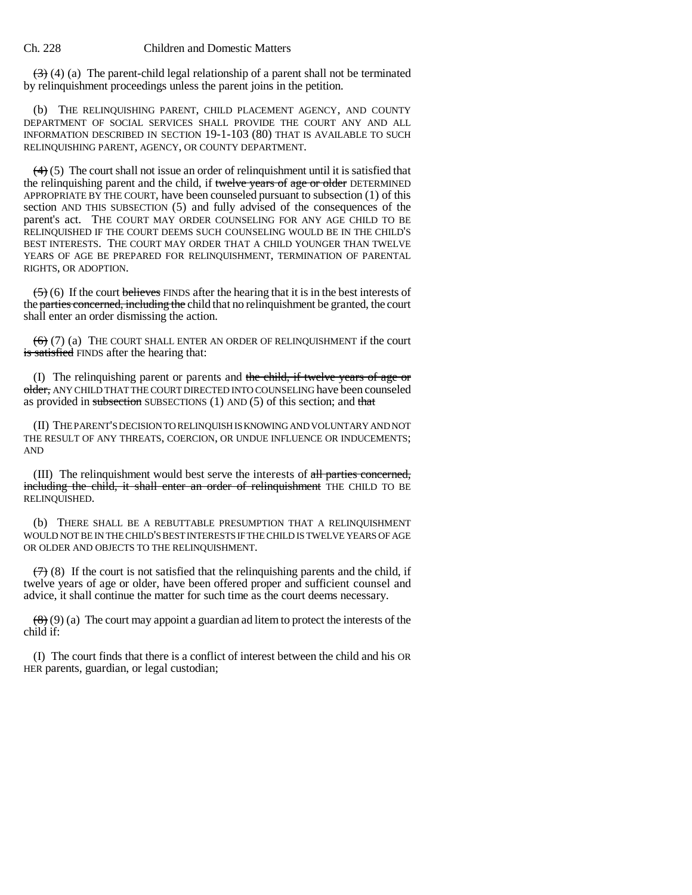~~(3)~~ (4) (a) The parent-child legal relationship of a parent shall not be terminated by relinquishment proceedings unless the parent joins in the petition.

(b) THE RELINQUISHING PARENT, CHILD PLACEMENT AGENCY, AND COUNTY DEPARTMENT OF SOCIAL SERVICES SHALL PROVIDE THE COURT ANY AND ALL INFORMATION DESCRIBED IN SECTION 19-1-103 (80) THAT IS AVAILABLE TO SUCH RELINQUISHING PARENT, AGENCY, OR COUNTY DEPARTMENT.

~~(4)~~ (5) The court shall not issue an order of relinquishment until it is satisfied that the relinquishing parent and the child, if ~~twelve years of age or older~~ DETERMINED APPROPRIATE BY THE COURT, have been counseled pursuant to subsection (1) of this section AND THIS SUBSECTION (5) and fully advised of the consequences of the parent's act. THE COURT MAY ORDER COUNSELING FOR ANY AGE CHILD TO BE RELINQUISHED IF THE COURT DEEMS SUCH COUNSELING WOULD BE IN THE CHILD'S BEST INTERESTS. THE COURT MAY ORDER THAT A CHILD YOUNGER THAN TWELVE YEARS OF AGE BE PREPARED FOR RELINQUISHMENT, TERMINATION OF PARENTAL RIGHTS, OR ADOPTION.

~~(5)~~ (6) If the court ~~believes~~ FINDS after the hearing that it is in the best interests of the ~~parties concerned, including the~~ child that no relinquishment be granted, the court shall enter an order dismissing the action.

~~(6)~~ (7) (a) THE COURT SHALL ENTER AN ORDER OF RELINQUISHMENT if the court ~~is satisfied~~ FINDS after the hearing that:

(I) The relinquishing parent or parents and ~~the child, if twelve years of age or older,~~ ANY CHILD THAT THE COURT DIRECTED INTO COUNSELING have been counseled as provided in ~~subsection~~ SUBSECTIONS (1) AND (5) of this section; and ~~that~~

(II) THE PARENT'S DECISION TO RELINQUISH IS KNOWING AND VOLUNTARY AND NOT THE RESULT OF ANY THREATS, COERCION, OR UNDUE INFLUENCE OR INDUCEMENTS; AND

(III) The relinquishment would best serve the interests of ~~all parties concerned, including the child, it shall enter an order of relinquishment~~ THE CHILD TO BE RELINQUISHED.

(b) THERE SHALL BE A REBUTTABLE PRESUMPTION THAT A RELINQUISHMENT WOULD NOT BE IN THE CHILD'S BEST INTERESTS IF THE CHILD IS TWELVE YEARS OF AGE OR OLDER AND OBJECTS TO THE RELINQUISHMENT.

~~(7)~~ (8) If the court is not satisfied that the relinquishing parents and the child, if twelve years of age or older, have been offered proper and sufficient counsel and advice, it shall continue the matter for such time as the court deems necessary.

~~(8)~~ (9) (a) The court may appoint a guardian ad litem to protect the interests of the child if:

(I) The court finds that there is a conflict of interest between the child and his OR HER parents, guardian, or legal custodian;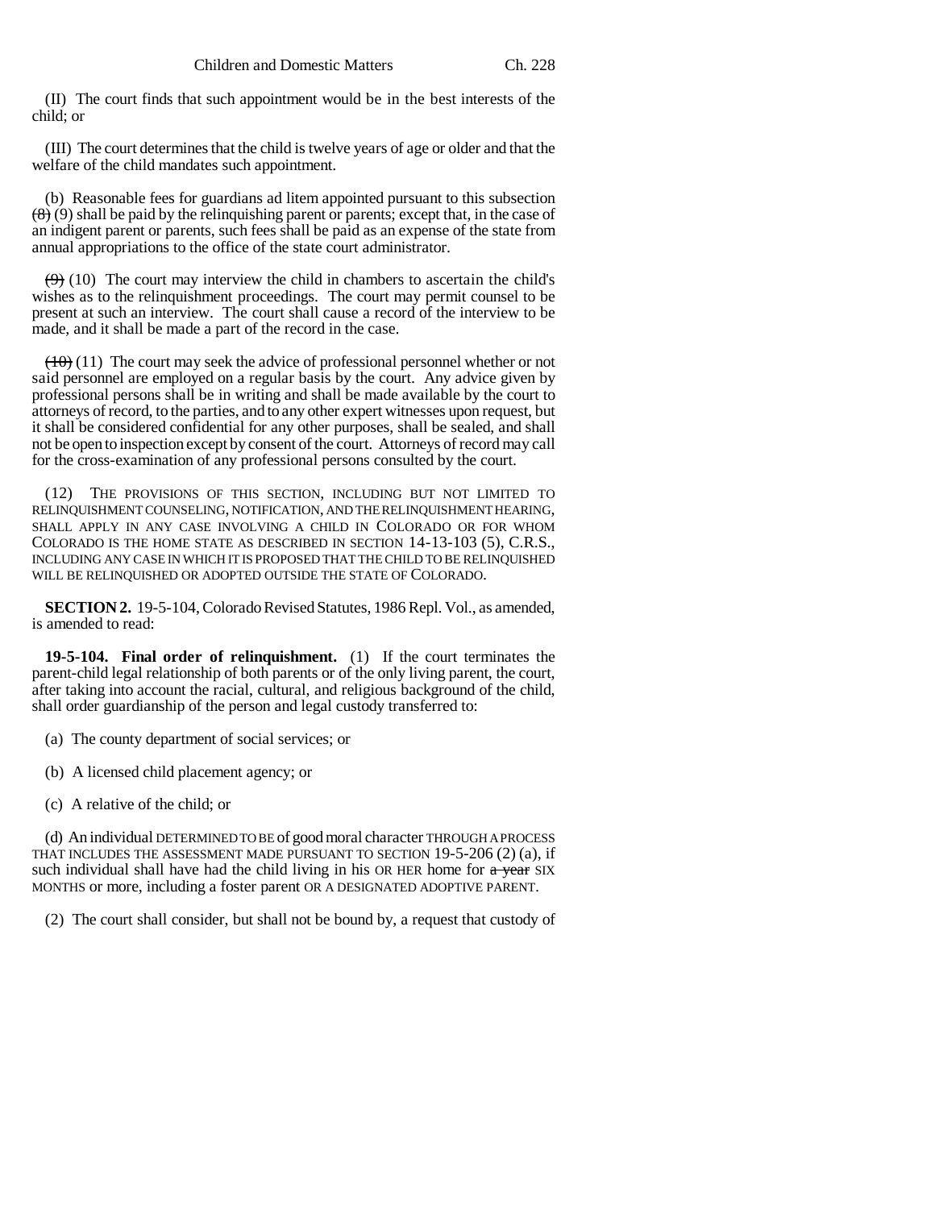(II) The court finds that such appointment would be in the best interests of the child; or

(III) The court determines that the child is twelve years of age or older and that the welfare of the child mandates such appointment.

(b) Reasonable fees for guardians ad litem appointed pursuant to this subsection ~~(8)~~ (9) shall be paid by the relinquishing parent or parents; except that, in the case of an indigent parent or parents, such fees shall be paid as an expense of the state from annual appropriations to the office of the state court administrator.

~~(9)~~ (10) The court may interview the child in chambers to ascertain the child's wishes as to the relinquishment proceedings. The court may permit counsel to be present at such an interview. The court shall cause a record of the interview to be made, and it shall be made a part of the record in the case.

~~(10)~~ (11) The court may seek the advice of professional personnel whether or not said personnel are employed on a regular basis by the court. Any advice given by professional persons shall be in writing and shall be made available by the court to attorneys of record, to the parties, and to any other expert witnesses upon request, but it shall be considered confidential for any other purposes, shall be sealed, and shall not be open to inspection except by consent of the court. Attorneys of record may call for the cross-examination of any professional persons consulted by the court.

(12) THE PROVISIONS OF THIS SECTION, INCLUDING BUT NOT LIMITED TO RELINQUISHMENT COUNSELING, NOTIFICATION, AND THE RELINQUISHMENT HEARING, SHALL APPLY IN ANY CASE INVOLVING A CHILD IN COLORADO OR FOR WHOM COLORADO IS THE HOME STATE AS DESCRIBED IN SECTION 14-13-103 (5), C.R.S., INCLUDING ANY CASE IN WHICH IT IS PROPOSED THAT THE CHILD TO BE RELINQUISHED WILL BE RELINQUISHED OR ADOPTED OUTSIDE THE STATE OF COLORADO.

**SECTION 2.** 19-5-104, Colorado Revised Statutes, 1986 Repl. Vol., as amended, is amended to read:

**19-5-104. Final order of relinquishment.** (1) If the court terminates the parent-child legal relationship of both parents or of the only living parent, the court, after taking into account the racial, cultural, and religious background of the child, shall order guardianship of the person and legal custody transferred to:

(a) The county department of social services; or

(b) A licensed child placement agency; or

(c) A relative of the child; or

(d) An individual DETERMINED TO BE of good moral character THROUGH A PROCESS THAT INCLUDES THE ASSESSMENT MADE PURSUANT TO SECTION 19-5-206 (2) (a), if such individual shall have had the child living in his OR HER home for ~~a year~~ SIX MONTHS or more, including a foster parent OR A DESIGNATED ADOPTIVE PARENT.

(2) The court shall consider, but shall not be bound by, a request that custody of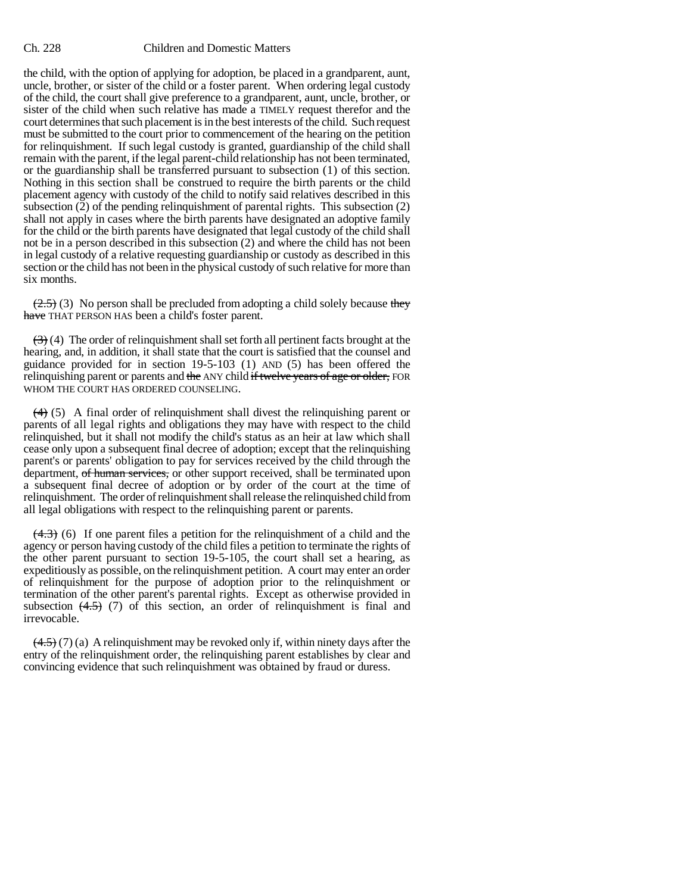the child, with the option of applying for adoption, be placed in a grandparent, aunt, uncle, brother, or sister of the child or a foster parent. When ordering legal custody of the child, the court shall give preference to a grandparent, aunt, uncle, brother, or sister of the child when such relative has made a TIMELY request therefor and the court determines that such placement is in the best interests of the child. Such request must be submitted to the court prior to commencement of the hearing on the petition for relinquishment. If such legal custody is granted, guardianship of the child shall remain with the parent, if the legal parent-child relationship has not been terminated, or the guardianship shall be transferred pursuant to subsection (1) of this section. Nothing in this section shall be construed to require the birth parents or the child placement agency with custody of the child to notify said relatives described in this subsection (2) of the pending relinquishment of parental rights. This subsection (2) shall not apply in cases where the birth parents have designated an adoptive family for the child or the birth parents have designated that legal custody of the child shall not be in a person described in this subsection (2) and where the child has not been in legal custody of a relative requesting guardianship or custody as described in this section or the child has not been in the physical custody of such relative for more than six months.

~~(2.5)~~ (3) No person shall be precluded from adopting a child solely because ~~they have~~ THAT PERSON HAS been a child's foster parent.

~~(3)~~ (4) The order of relinquishment shall set forth all pertinent facts brought at the hearing, and, in addition, it shall state that the court is satisfied that the counsel and guidance provided for in section 19-5-103 (1) AND (5) has been offered the relinquishing parent or parents and ~~the~~ ANY child ~~if twelve years of age or older,~~ FOR WHOM THE COURT HAS ORDERED COUNSELING.

~~(4)~~ (5) A final order of relinquishment shall divest the relinquishing parent or parents of all legal rights and obligations they may have with respect to the child relinquished, but it shall not modify the child's status as an heir at law which shall cease only upon a subsequent final decree of adoption; except that the relinquishing parent's or parents' obligation to pay for services received by the child through the department, ~~of human services,~~ or other support received, shall be terminated upon a subsequent final decree of adoption or by order of the court at the time of relinquishment. The order of relinquishment shall release the relinquished child from all legal obligations with respect to the relinquishing parent or parents.

~~(4.3)~~ (6) If one parent files a petition for the relinquishment of a child and the agency or person having custody of the child files a petition to terminate the rights of the other parent pursuant to section 19-5-105, the court shall set a hearing, as expeditiously as possible, on the relinquishment petition. A court may enter an order of relinquishment for the purpose of adoption prior to the relinquishment or termination of the other parent's parental rights. Except as otherwise provided in subsection ~~(4.5)~~ (7) of this section, an order of relinquishment is final and irrevocable.

~~(4.5)~~ (7) (a) A relinquishment may be revoked only if, within ninety days after the entry of the relinquishment order, the relinquishing parent establishes by clear and convincing evidence that such relinquishment was obtained by fraud or duress.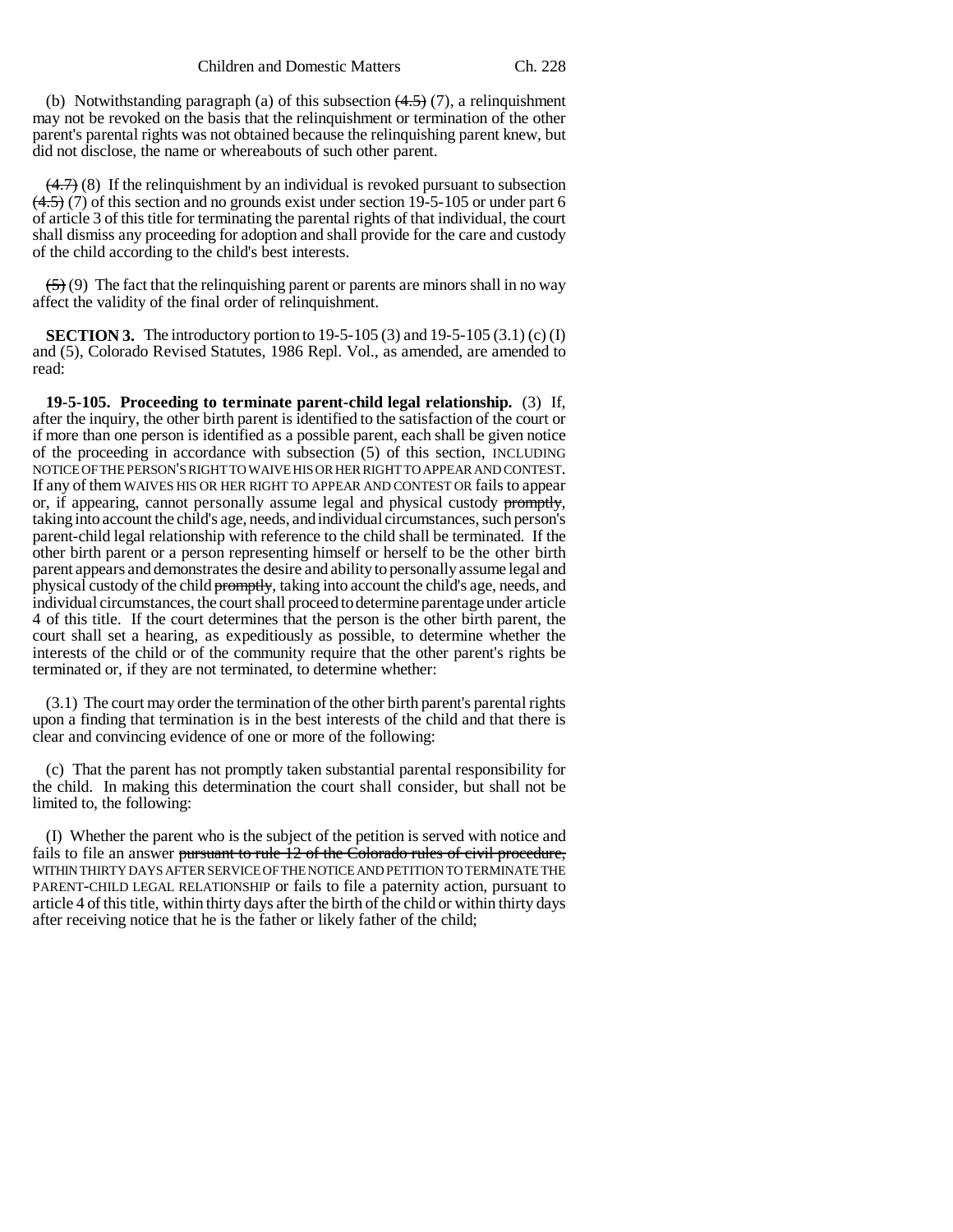(b) Notwithstanding paragraph (a) of this subsection ~~(4.5)~~ (7), a relinquishment may not be revoked on the basis that the relinquishment or termination of the other parent's parental rights was not obtained because the relinquishing parent knew, but did not disclose, the name or whereabouts of such other parent.

~~(4.7)~~ (8) If the relinquishment by an individual is revoked pursuant to subsection ~~(4.5)~~ (7) of this section and no grounds exist under section 19-5-105 or under part 6 of article 3 of this title for terminating the parental rights of that individual, the court shall dismiss any proceeding for adoption and shall provide for the care and custody of the child according to the child's best interests.

~~(5)~~ (9) The fact that the relinquishing parent or parents are minors shall in no way affect the validity of the final order of relinquishment.

**SECTION 3.** The introductory portion to 19-5-105 (3) and 19-5-105 (3.1) (c) (I) and (5), Colorado Revised Statutes, 1986 Repl. Vol., as amended, are amended to read:

**19-5-105. Proceeding to terminate parent-child legal relationship.** (3) If, after the inquiry, the other birth parent is identified to the satisfaction of the court or if more than one person is identified as a possible parent, each shall be given notice of the proceeding in accordance with subsection (5) of this section, INCLUDING NOTICE OF THE PERSON'S RIGHT TO WAIVE HIS OR HER RIGHT TO APPEAR AND CONTEST. If any of them WAIVES HIS OR HER RIGHT TO APPEAR AND CONTEST OR fails to appear or, if appearing, cannot personally assume legal and physical custody ~~promptly~~, taking into account the child's age, needs, and individual circumstances, such person's parent-child legal relationship with reference to the child shall be terminated. If the other birth parent or a person representing himself or herself to be the other birth parent appears and demonstrates the desire and ability to personally assume legal and physical custody of the child ~~promptly~~, taking into account the child's age, needs, and individual circumstances, the court shall proceed to determine parentage under article 4 of this title. If the court determines that the person is the other birth parent, the court shall set a hearing, as expeditiously as possible, to determine whether the interests of the child or of the community require that the other parent's rights be terminated or, if they are not terminated, to determine whether:

(3.1) The court may order the termination of the other birth parent's parental rights upon a finding that termination is in the best interests of the child and that there is clear and convincing evidence of one or more of the following:

(c) That the parent has not promptly taken substantial parental responsibility for the child. In making this determination the court shall consider, but shall not be limited to, the following:

(I) Whether the parent who is the subject of the petition is served with notice and fails to file an answer ~~pursuant to rule 12 of the Colorado rules of civil procedure,~~ WITHIN THIRTY DAYS AFTER SERVICE OF THE NOTICE AND PETITION TO TERMINATE THE PARENT-CHILD LEGAL RELATIONSHIP or fails to file a paternity action, pursuant to article 4 of this title, within thirty days after the birth of the child or within thirty days after receiving notice that he is the father or likely father of the child;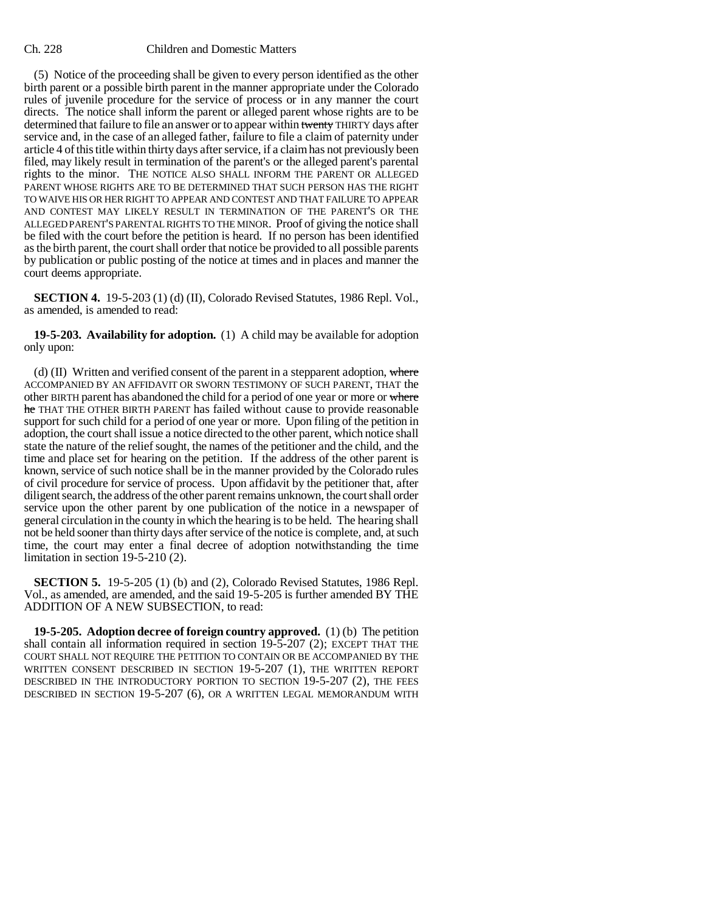(5) Notice of the proceeding shall be given to every person identified as the other birth parent or a possible birth parent in the manner appropriate under the Colorado rules of juvenile procedure for the service of process or in any manner the court directs. The notice shall inform the parent or alleged parent whose rights are to be determined that failure to file an answer or to appear within ~~twenty~~ THIRTY days after service and, in the case of an alleged father, failure to file a claim of paternity under article 4 of this title within thirty days after service, if a claim has not previously been filed, may likely result in termination of the parent's or the alleged parent's parental rights to the minor. THE NOTICE ALSO SHALL INFORM THE PARENT OR ALLEGED PARENT WHOSE RIGHTS ARE TO BE DETERMINED THAT SUCH PERSON HAS THE RIGHT TO WAIVE HIS OR HER RIGHT TO APPEAR AND CONTEST AND THAT FAILURE TO APPEAR AND CONTEST MAY LIKELY RESULT IN TERMINATION OF THE PARENT'S OR THE ALLEGED PARENT'S PARENTAL RIGHTS TO THE MINOR. Proof of giving the notice shall be filed with the court before the petition is heard. If no person has been identified as the birth parent, the court shall order that notice be provided to all possible parents by publication or public posting of the notice at times and in places and manner the court deems appropriate.

**SECTION 4.** 19-5-203 (1) (d) (II), Colorado Revised Statutes, 1986 Repl. Vol., as amended, is amended to read:

**19-5-203. Availability for adoption.** (1) A child may be available for adoption only upon:

(d) (II) Written and verified consent of the parent in a stepparent adoption, ~~where~~ ACCOMPANIED BY AN AFFIDAVIT OR SWORN TESTIMONY OF SUCH PARENT, THAT the other BIRTH parent has abandoned the child for a period of one year or more or ~~where he~~ THAT THE OTHER BIRTH PARENT has failed without cause to provide reasonable support for such child for a period of one year or more. Upon filing of the petition in adoption, the court shall issue a notice directed to the other parent, which notice shall state the nature of the relief sought, the names of the petitioner and the child, and the time and place set for hearing on the petition. If the address of the other parent is known, service of such notice shall be in the manner provided by the Colorado rules of civil procedure for service of process. Upon affidavit by the petitioner that, after diligent search, the address of the other parent remains unknown, the court shall order service upon the other parent by one publication of the notice in a newspaper of general circulation in the county in which the hearing is to be held. The hearing shall not be held sooner than thirty days after service of the notice is complete, and, at such time, the court may enter a final decree of adoption notwithstanding the time limitation in section 19-5-210 (2).

**SECTION 5.** 19-5-205 (1) (b) and (2), Colorado Revised Statutes, 1986 Repl. Vol., as amended, are amended, and the said 19-5-205 is further amended BY THE ADDITION OF A NEW SUBSECTION, to read:

**19-5-205. Adoption decree of foreign country approved.** (1) (b) The petition shall contain all information required in section 19-5-207 (2); EXCEPT THAT THE COURT SHALL NOT REQUIRE THE PETITION TO CONTAIN OR BE ACCOMPANIED BY THE WRITTEN CONSENT DESCRIBED IN SECTION 19-5-207 (1), THE WRITTEN REPORT DESCRIBED IN THE INTRODUCTORY PORTION TO SECTION 19-5-207 (2), THE FEES DESCRIBED IN SECTION 19-5-207 (6), OR A WRITTEN LEGAL MEMORANDUM WITH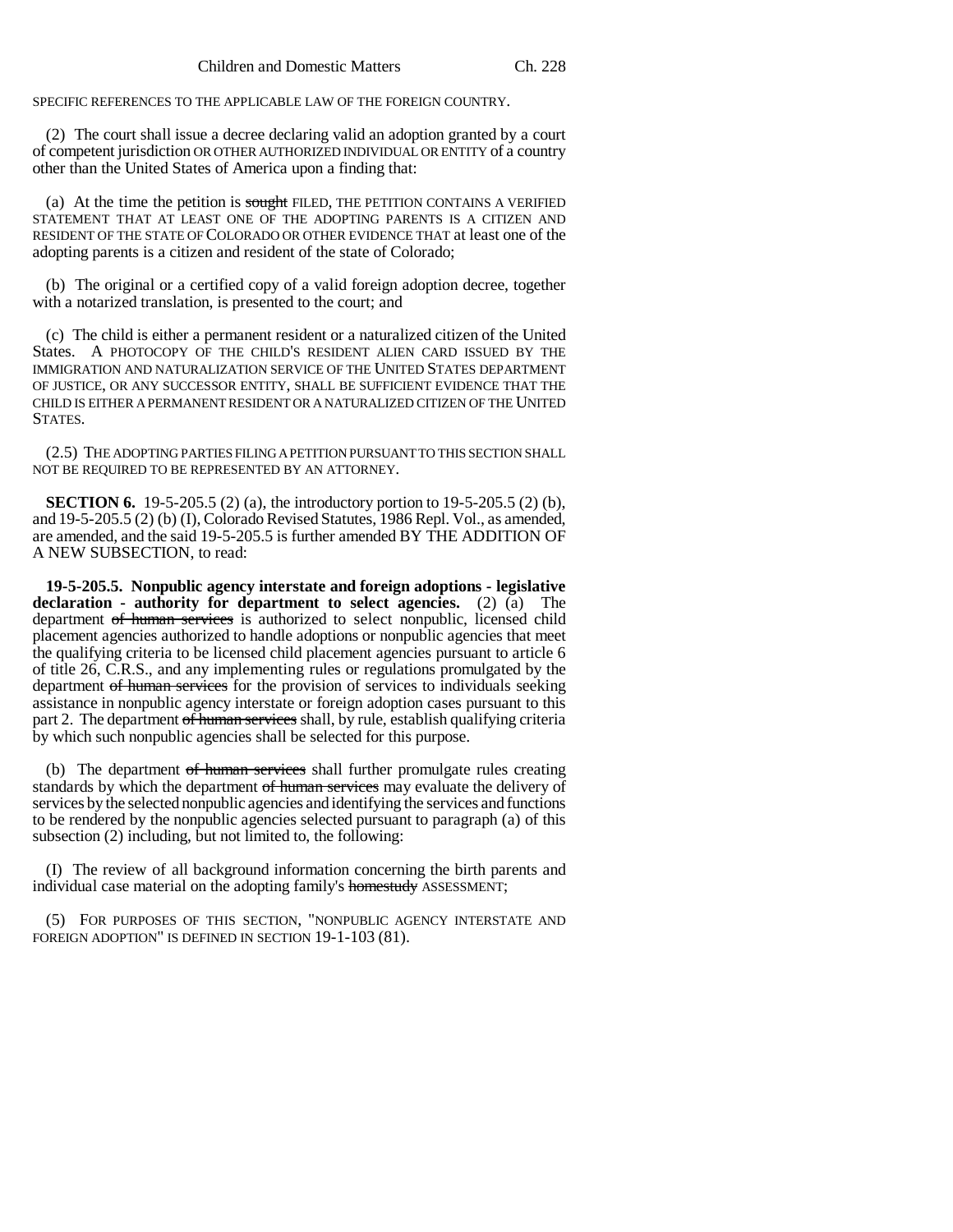SPECIFIC REFERENCES TO THE APPLICABLE LAW OF THE FOREIGN COUNTRY.

(2) The court shall issue a decree declaring valid an adoption granted by a court of competent jurisdiction OR OTHER AUTHORIZED INDIVIDUAL OR ENTITY of a country other than the United States of America upon a finding that:

(a) At the time the petition is ~~sought~~ FILED, THE PETITION CONTAINS A VERIFIED STATEMENT THAT AT LEAST ONE OF THE ADOPTING PARENTS IS A CITIZEN AND RESIDENT OF THE STATE OF COLORADO OR OTHER EVIDENCE THAT at least one of the adopting parents is a citizen and resident of the state of Colorado;

(b) The original or a certified copy of a valid foreign adoption decree, together with a notarized translation, is presented to the court; and

(c) The child is either a permanent resident or a naturalized citizen of the United States. A PHOTOCOPY OF THE CHILD'S RESIDENT ALIEN CARD ISSUED BY THE IMMIGRATION AND NATURALIZATION SERVICE OF THE UNITED STATES DEPARTMENT OF JUSTICE, OR ANY SUCCESSOR ENTITY, SHALL BE SUFFICIENT EVIDENCE THAT THE CHILD IS EITHER A PERMANENT RESIDENT OR A NATURALIZED CITIZEN OF THE UNITED STATES.

(2.5) THE ADOPTING PARTIES FILING A PETITION PURSUANT TO THIS SECTION SHALL NOT BE REQUIRED TO BE REPRESENTED BY AN ATTORNEY.

**SECTION 6.** 19-5-205.5 (2) (a), the introductory portion to 19-5-205.5 (2) (b), and 19-5-205.5 (2) (b) (I), Colorado Revised Statutes, 1986 Repl. Vol., as amended, are amended, and the said 19-5-205.5 is further amended BY THE ADDITION OF A NEW SUBSECTION, to read:

**19-5-205.5. Nonpublic agency interstate and foreign adoptions - legislative declaration - authority for department to select agencies.** (2) (a) The department ~~of human services~~ is authorized to select nonpublic, licensed child placement agencies authorized to handle adoptions or nonpublic agencies that meet the qualifying criteria to be licensed child placement agencies pursuant to article 6 of title 26, C.R.S., and any implementing rules or regulations promulgated by the department ~~of human services~~ for the provision of services to individuals seeking assistance in nonpublic agency interstate or foreign adoption cases pursuant to this part 2. The department ~~of human services~~ shall, by rule, establish qualifying criteria by which such nonpublic agencies shall be selected for this purpose.

(b) The department ~~of human services~~ shall further promulgate rules creating standards by which the department ~~of human services~~ may evaluate the delivery of services by the selected nonpublic agencies and identifying the services and functions to be rendered by the nonpublic agencies selected pursuant to paragraph (a) of this subsection (2) including, but not limited to, the following:

(I) The review of all background information concerning the birth parents and individual case material on the adopting family's ~~homestudy~~ ASSESSMENT;

(5) FOR PURPOSES OF THIS SECTION, "NONPUBLIC AGENCY INTERSTATE AND FOREIGN ADOPTION" IS DEFINED IN SECTION 19-1-103 (81).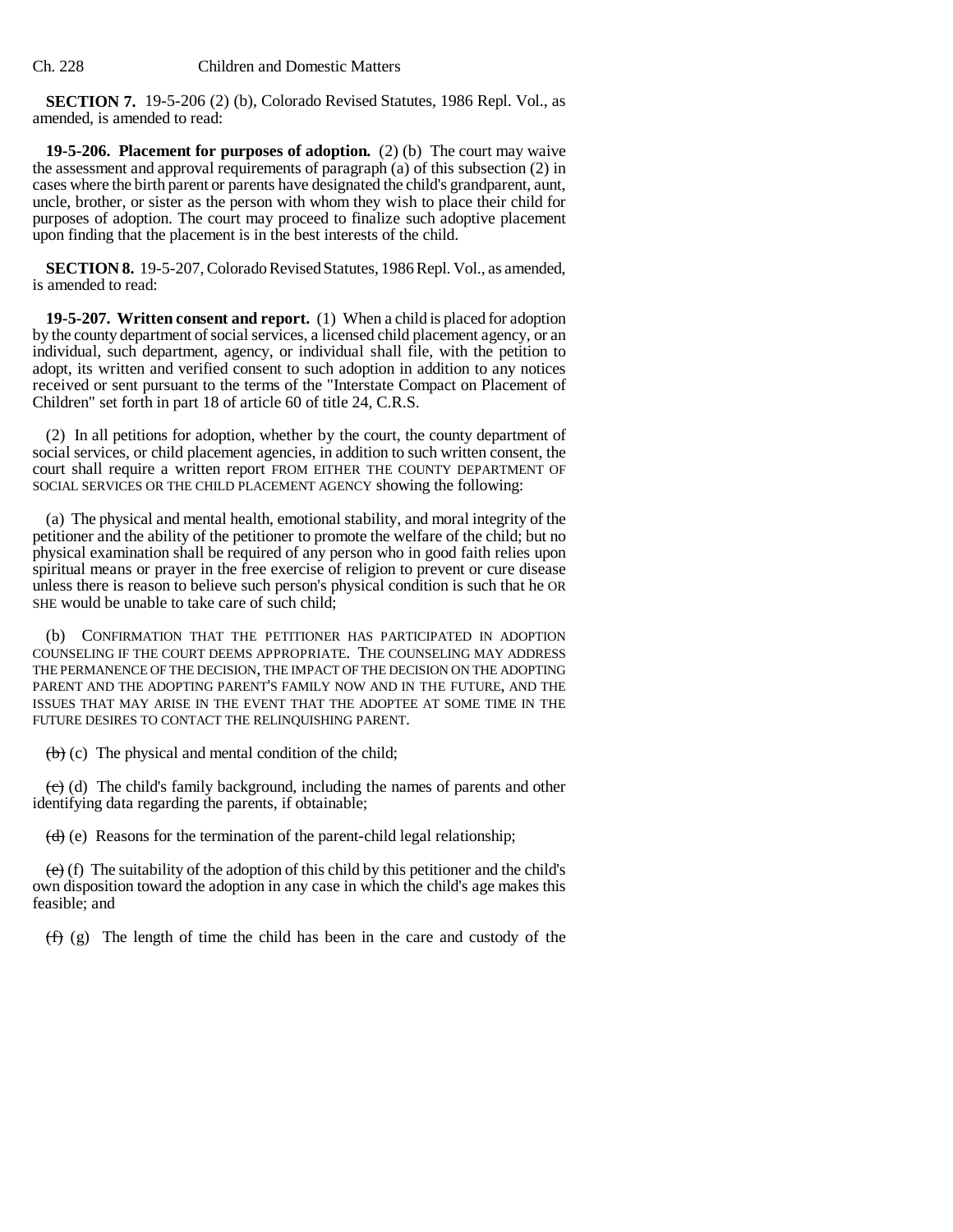**SECTION 7.** 19-5-206 (2) (b), Colorado Revised Statutes, 1986 Repl. Vol., as amended, is amended to read:

**19-5-206. Placement for purposes of adoption.** (2) (b) The court may waive the assessment and approval requirements of paragraph (a) of this subsection (2) in cases where the birth parent or parents have designated the child's grandparent, aunt, uncle, brother, or sister as the person with whom they wish to place their child for purposes of adoption. The court may proceed to finalize such adoptive placement upon finding that the placement is in the best interests of the child.

**SECTION 8.** 19-5-207, Colorado Revised Statutes, 1986 Repl. Vol., as amended, is amended to read:

**19-5-207. Written consent and report.** (1) When a child is placed for adoption by the county department of social services, a licensed child placement agency, or an individual, such department, agency, or individual shall file, with the petition to adopt, its written and verified consent to such adoption in addition to any notices received or sent pursuant to the terms of the "Interstate Compact on Placement of Children" set forth in part 18 of article 60 of title 24, C.R.S.

(2) In all petitions for adoption, whether by the court, the county department of social services, or child placement agencies, in addition to such written consent, the court shall require a written report FROM EITHER THE COUNTY DEPARTMENT OF SOCIAL SERVICES OR THE CHILD PLACEMENT AGENCY showing the following:

(a) The physical and mental health, emotional stability, and moral integrity of the petitioner and the ability of the petitioner to promote the welfare of the child; but no physical examination shall be required of any person who in good faith relies upon spiritual means or prayer in the free exercise of religion to prevent or cure disease unless there is reason to believe such person's physical condition is such that he OR SHE would be unable to take care of such child;

(b) CONFIRMATION THAT THE PETITIONER HAS PARTICIPATED IN ADOPTION COUNSELING IF THE COURT DEEMS APPROPRIATE. THE COUNSELING MAY ADDRESS THE PERMANENCE OF THE DECISION, THE IMPACT OF THE DECISION ON THE ADOPTING PARENT AND THE ADOPTING PARENT'S FAMILY NOW AND IN THE FUTURE, AND THE ISSUES THAT MAY ARISE IN THE EVENT THAT THE ADOPTEE AT SOME TIME IN THE FUTURE DESIRES TO CONTACT THE RELINQUISHING PARENT.

~~(b)~~ (c) The physical and mental condition of the child;

~~(c)~~ (d) The child's family background, including the names of parents and other identifying data regarding the parents, if obtainable;

~~(d)~~ (e) Reasons for the termination of the parent-child legal relationship;

~~(e)~~ (f) The suitability of the adoption of this child by this petitioner and the child's own disposition toward the adoption in any case in which the child's age makes this feasible; and

~~(f)~~ (g) The length of time the child has been in the care and custody of the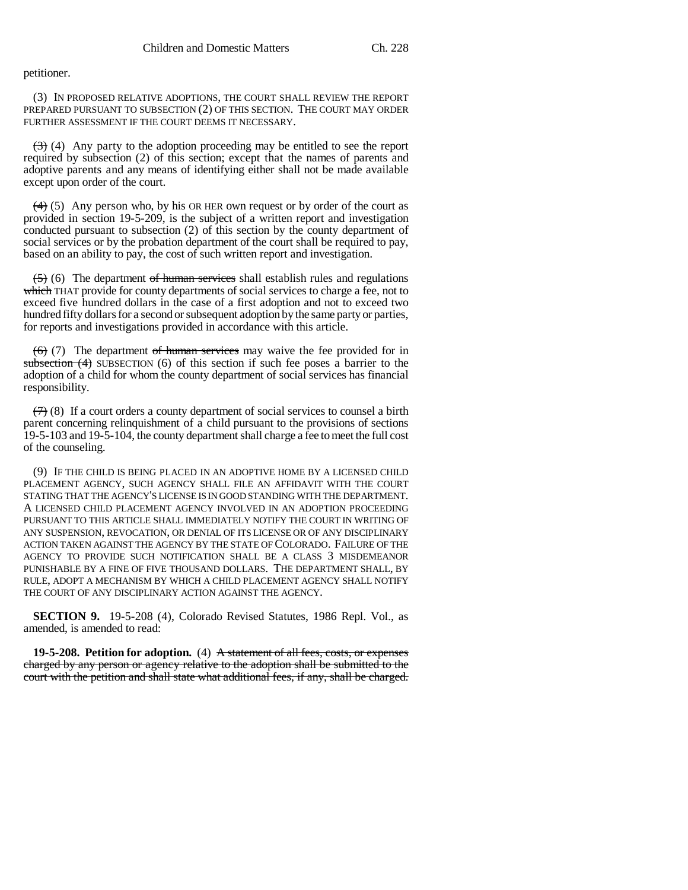petitioner.

(3) IN PROPOSED RELATIVE ADOPTIONS, THE COURT SHALL REVIEW THE REPORT PREPARED PURSUANT TO SUBSECTION (2) OF THIS SECTION. THE COURT MAY ORDER FURTHER ASSESSMENT IF THE COURT DEEMS IT NECESSARY.

~~(3)~~ (4) Any party to the adoption proceeding may be entitled to see the report required by subsection (2) of this section; except that the names of parents and adoptive parents and any means of identifying either shall not be made available except upon order of the court.

~~(4)~~ (5) Any person who, by his OR HER own request or by order of the court as provided in section 19-5-209, is the subject of a written report and investigation conducted pursuant to subsection (2) of this section by the county department of social services or by the probation department of the court shall be required to pay, based on an ability to pay, the cost of such written report and investigation.

~~(5)~~ (6) The department ~~of human services~~ shall establish rules and regulations ~~which~~ THAT provide for county departments of social services to charge a fee, not to exceed five hundred dollars in the case of a first adoption and not to exceed two hundred fifty dollars for a second or subsequent adoption by the same party or parties, for reports and investigations provided in accordance with this article.

~~(6)~~ (7) The department ~~of human services~~ may waive the fee provided for in ~~subsection (4)~~ SUBSECTION (6) of this section if such fee poses a barrier to the adoption of a child for whom the county department of social services has financial responsibility.

~~(7)~~ (8) If a court orders a county department of social services to counsel a birth parent concerning relinquishment of a child pursuant to the provisions of sections 19-5-103 and 19-5-104, the county department shall charge a fee to meet the full cost of the counseling.

(9) IF THE CHILD IS BEING PLACED IN AN ADOPTIVE HOME BY A LICENSED CHILD PLACEMENT AGENCY, SUCH AGENCY SHALL FILE AN AFFIDAVIT WITH THE COURT STATING THAT THE AGENCY'S LICENSE IS IN GOOD STANDING WITH THE DEPARTMENT. A LICENSED CHILD PLACEMENT AGENCY INVOLVED IN AN ADOPTION PROCEEDING PURSUANT TO THIS ARTICLE SHALL IMMEDIATELY NOTIFY THE COURT IN WRITING OF ANY SUSPENSION, REVOCATION, OR DENIAL OF ITS LICENSE OR OF ANY DISCIPLINARY ACTION TAKEN AGAINST THE AGENCY BY THE STATE OF COLORADO. FAILURE OF THE AGENCY TO PROVIDE SUCH NOTIFICATION SHALL BE A CLASS 3 MISDEMEANOR PUNISHABLE BY A FINE OF FIVE THOUSAND DOLLARS. THE DEPARTMENT SHALL, BY RULE, ADOPT A MECHANISM BY WHICH A CHILD PLACEMENT AGENCY SHALL NOTIFY THE COURT OF ANY DISCIPLINARY ACTION AGAINST THE AGENCY.

**SECTION 9.** 19-5-208 (4), Colorado Revised Statutes, 1986 Repl. Vol., as amended, is amended to read:

**19-5-208. Petition for adoption.** (4) ~~A statement of all fees, costs, or expenses charged by any person or agency relative to the adoption shall be submitted to the court with the petition and shall state what additional fees, if any, shall be charged.~~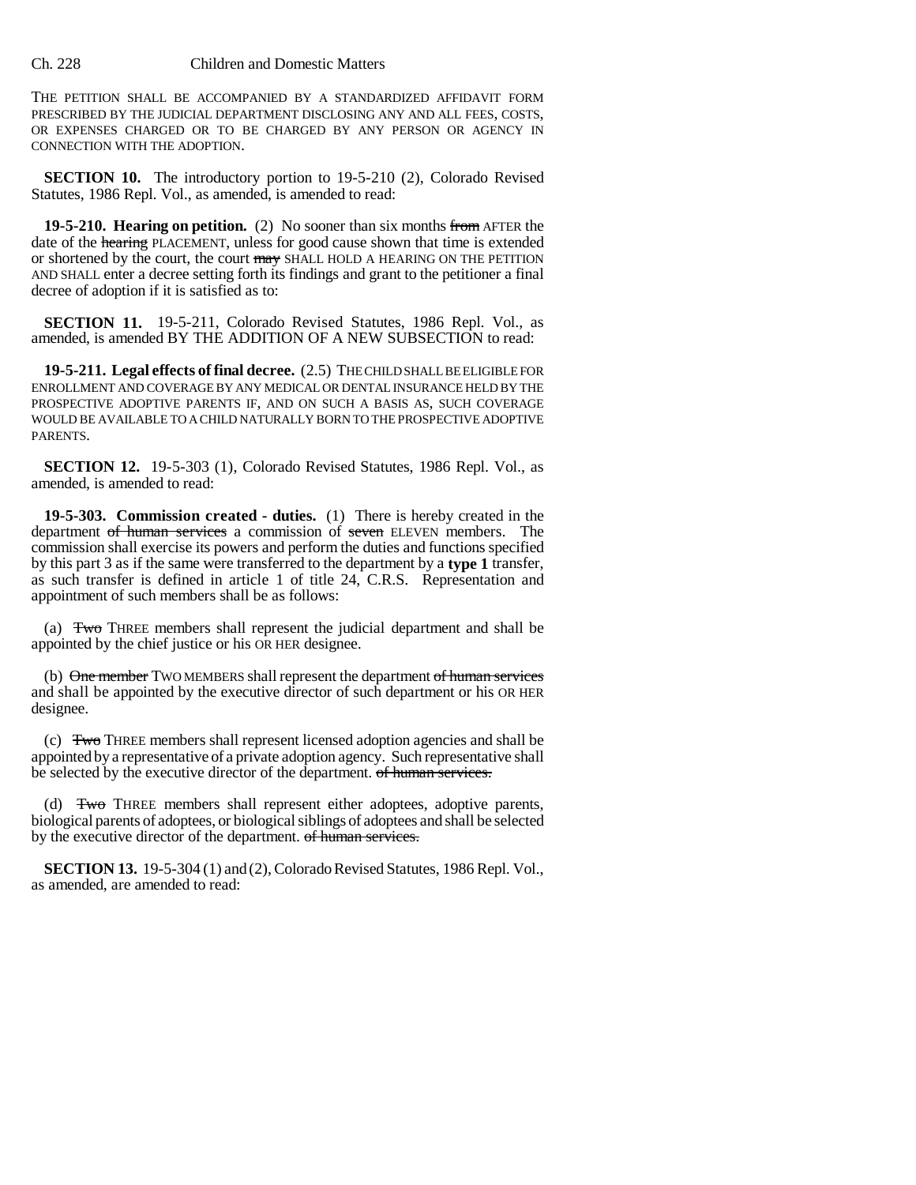THE PETITION SHALL BE ACCOMPANIED BY A STANDARDIZED AFFIDAVIT FORM PRESCRIBED BY THE JUDICIAL DEPARTMENT DISCLOSING ANY AND ALL FEES, COSTS, OR EXPENSES CHARGED OR TO BE CHARGED BY ANY PERSON OR AGENCY IN CONNECTION WITH THE ADOPTION.

**SECTION 10.** The introductory portion to 19-5-210 (2), Colorado Revised Statutes, 1986 Repl. Vol., as amended, is amended to read:

**19-5-210. Hearing on petition.** (2) No sooner than six months ~~from~~ AFTER the date of the ~~hearing~~ PLACEMENT, unless for good cause shown that time is extended or shortened by the court, the court ~~may~~ SHALL HOLD A HEARING ON THE PETITION AND SHALL enter a decree setting forth its findings and grant to the petitioner a final decree of adoption if it is satisfied as to:

**SECTION 11.** 19-5-211, Colorado Revised Statutes, 1986 Repl. Vol., as amended, is amended BY THE ADDITION OF A NEW SUBSECTION to read:

**19-5-211. Legal effects of final decree.** (2.5) THE CHILD SHALL BE ELIGIBLE FOR ENROLLMENT AND COVERAGE BY ANY MEDICAL OR DENTAL INSURANCE HELD BY THE PROSPECTIVE ADOPTIVE PARENTS IF, AND ON SUCH A BASIS AS, SUCH COVERAGE WOULD BE AVAILABLE TO A CHILD NATURALLY BORN TO THE PROSPECTIVE ADOPTIVE PARENTS.

**SECTION 12.** 19-5-303 (1), Colorado Revised Statutes, 1986 Repl. Vol., as amended, is amended to read:

**19-5-303. Commission created - duties.** (1) There is hereby created in the department ~~of human services~~ a commission of ~~seven~~ ELEVEN members. The commission shall exercise its powers and perform the duties and functions specified by this part 3 as if the same were transferred to the department by a **type 1** transfer, as such transfer is defined in article 1 of title 24, C.R.S. Representation and appointment of such members shall be as follows:

(a) ~~Two~~ THREE members shall represent the judicial department and shall be appointed by the chief justice or his OR HER designee.

(b) ~~One member~~ TWO MEMBERS shall represent the department ~~of human services~~ and shall be appointed by the executive director of such department or his OR HER designee.

(c) ~~Two~~ THREE members shall represent licensed adoption agencies and shall be appointed by a representative of a private adoption agency. Such representative shall be selected by the executive director of the department. ~~of human services.~~

(d) ~~Two~~ THREE members shall represent either adoptees, adoptive parents, biological parents of adoptees, or biological siblings of adoptees and shall be selected by the executive director of the department. ~~of human services.~~

**SECTION 13.** 19-5-304 (1) and (2), Colorado Revised Statutes, 1986 Repl. Vol., as amended, are amended to read: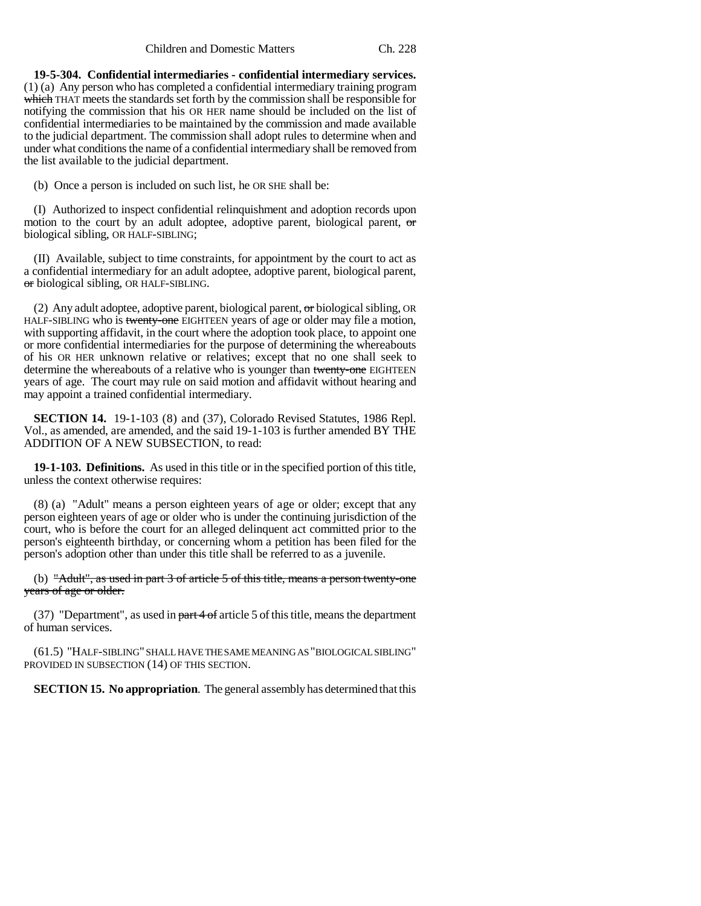**19-5-304. Confidential intermediaries - confidential intermediary services.** (1) (a) Any person who has completed a confidential intermediary training program ~~which~~ THAT meets the standards set forth by the commission shall be responsible for notifying the commission that his OR HER name should be included on the list of confidential intermediaries to be maintained by the commission and made available to the judicial department. The commission shall adopt rules to determine when and under what conditions the name of a confidential intermediary shall be removed from the list available to the judicial department.

(b) Once a person is included on such list, he OR SHE shall be:

(I) Authorized to inspect confidential relinquishment and adoption records upon motion to the court by an adult adoptee, adoptive parent, biological parent, ~~or~~ biological sibling, OR HALF-SIBLING;

(II) Available, subject to time constraints, for appointment by the court to act as a confidential intermediary for an adult adoptee, adoptive parent, biological parent, ~~or~~ biological sibling, OR HALF-SIBLING.

(2) Any adult adoptee, adoptive parent, biological parent, ~~or~~ biological sibling, OR HALF-SIBLING who is ~~twenty-one~~ EIGHTEEN years of age or older may file a motion, with supporting affidavit, in the court where the adoption took place, to appoint one or more confidential intermediaries for the purpose of determining the whereabouts of his OR HER unknown relative or relatives; except that no one shall seek to determine the whereabouts of a relative who is younger than ~~twenty-one~~ EIGHTEEN years of age. The court may rule on said motion and affidavit without hearing and may appoint a trained confidential intermediary.

**SECTION 14.** 19-1-103 (8) and (37), Colorado Revised Statutes, 1986 Repl. Vol., as amended, are amended, and the said 19-1-103 is further amended BY THE ADDITION OF A NEW SUBSECTION, to read:

**19-1-103. Definitions.** As used in this title or in the specified portion of this title, unless the context otherwise requires:

(8) (a) "Adult" means a person eighteen years of age or older; except that any person eighteen years of age or older who is under the continuing jurisdiction of the court, who is before the court for an alleged delinquent act committed prior to the person's eighteenth birthday, or concerning whom a petition has been filed for the person's adoption other than under this title shall be referred to as a juvenile.

(b) ~~"Adult", as used in part 3 of article 5 of this title, means a person twenty-one years of age or older.~~

(37) "Department", as used in ~~part 4 of~~ article 5 of this title, means the department of human services.

(61.5) "HALF-SIBLING" SHALL HAVE THE SAME MEANING AS "BIOLOGICAL SIBLING" PROVIDED IN SUBSECTION (14) OF THIS SECTION.

**SECTION 15. No appropriation**. The general assembly has determined that this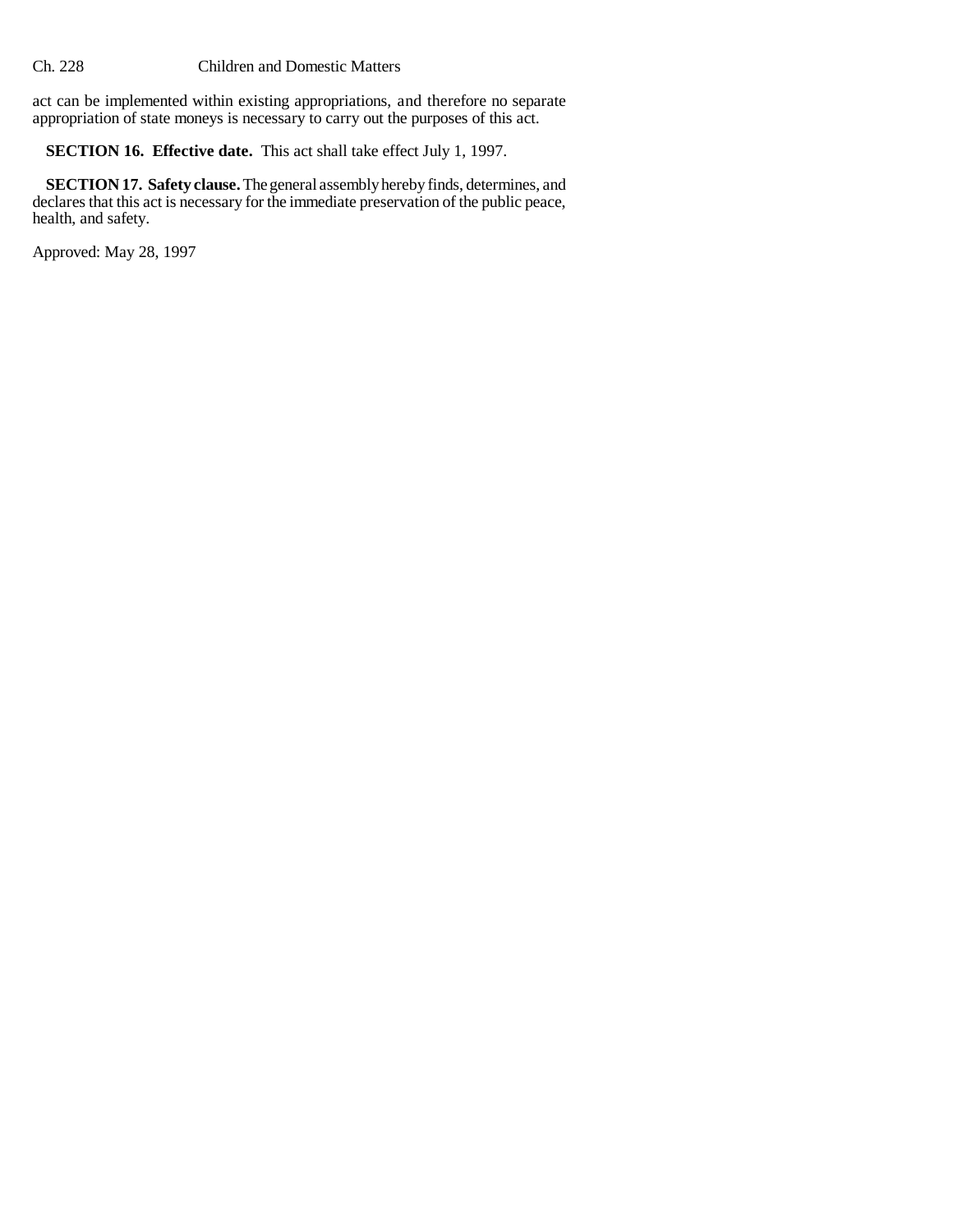act can be implemented within existing appropriations, and therefore no separate appropriation of state moneys is necessary to carry out the purposes of this act.

**SECTION 16. Effective date.** This act shall take effect July 1, 1997.

**SECTION 17. Safety clause.** The general assembly hereby finds, determines, and declares that this act is necessary for the immediate preservation of the public peace, health, and safety.

Approved: May 28, 1997